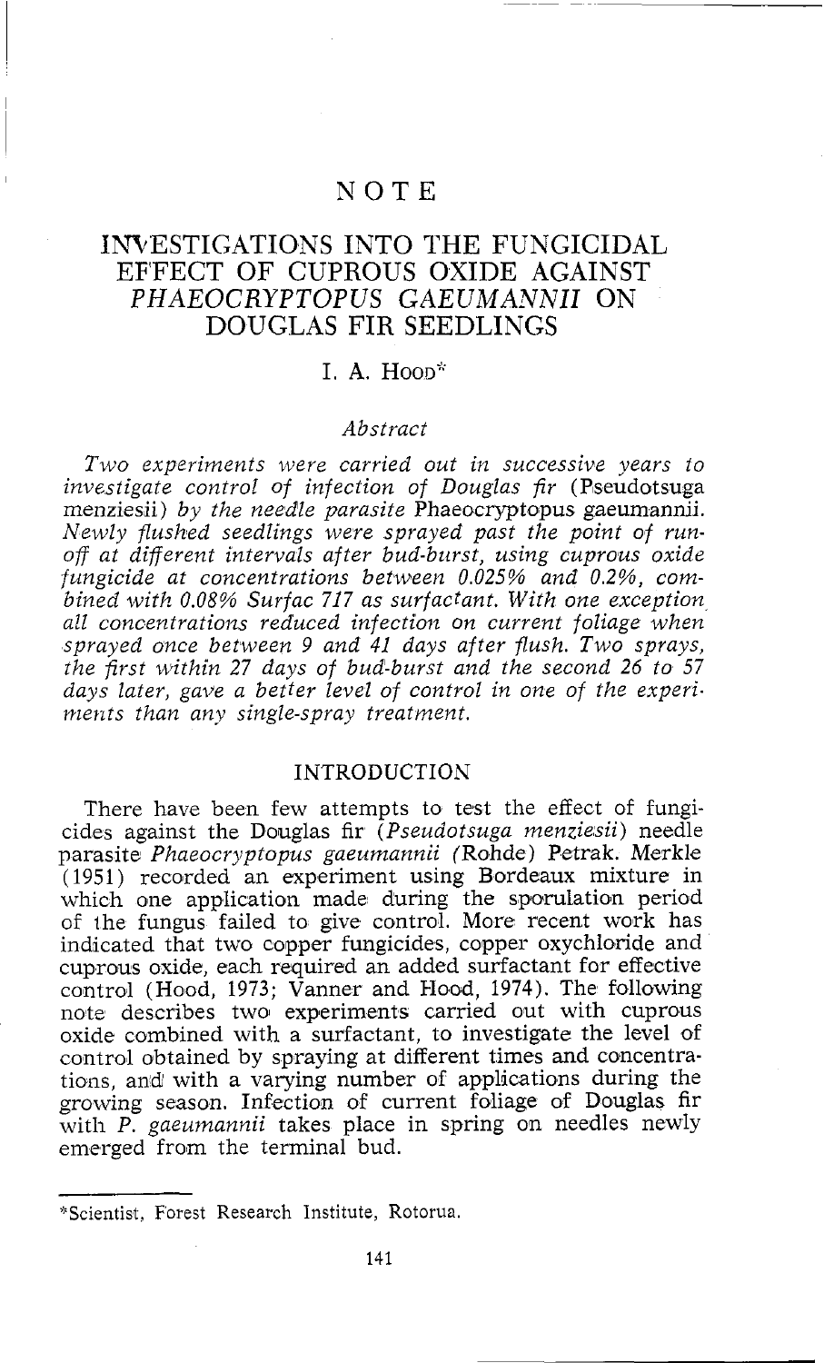# NOTE

# INVESTIGATIONS INTO THE FUNGICIDAL EFFECT OF CUPROUS OXIDE AGAINST *PHAEOCRYPTOPUS GAEUMANNII* ON DOUGLAS FIR SEEDLINGS

### I. A. Hood*

### *Abstract*

*Two experiments were carried out in successive years to investigate control of infection of Douglas fir* (Pseudotsuga menziesii) *by the needle parasite* Phaeocryptopus gaeumannii. *Newly flushed seedlings were sprayed past the point of run-off at different intervals after bud-burst, using cuprous oxide fungicide at concentrations between 0.025% and 0.2%, combined with 0.08% Surfac 717 as surfactant. With one exception all concentrations reduced infection on current foliage when sprayed once between 9 and 41 days after flush. Two sprays, the first within 27 days of bud-burst and the second 26 to 57 days later, gave a better level of control in one of the experiments than any single-spray treatment.*

## INTRODUCTION

There have been few attempts to test the effect of fungicides against the Douglas fir (*Pseudotsuga menziesii*) needle parasite *Phaeocryptopus gaeumannii* (Rohde) Petrak. Merkle (1951) recorded an experiment using Bordeaux mixture in which one application made during the sporulation period of the fungus failed to give control. More recent work has indicated that two copper fungicides, copper oxychloride and cuprous oxide, each required an added surfactant for effective control (Hood, 1973; Vanner and Hood, 1974). The following note describes two experiments carried out with cuprous oxide combined with a surfactant, to investigate the level of control obtained by spraying at different times and concentrations, and with a varying number of applications during the growing season. Infection of current foliage of Douglas fir with *P. gaeumannii* takes place in spring on needles newly emerged from the terminal bud.

---

*Scientist, Forest Research Institute, Rotorua.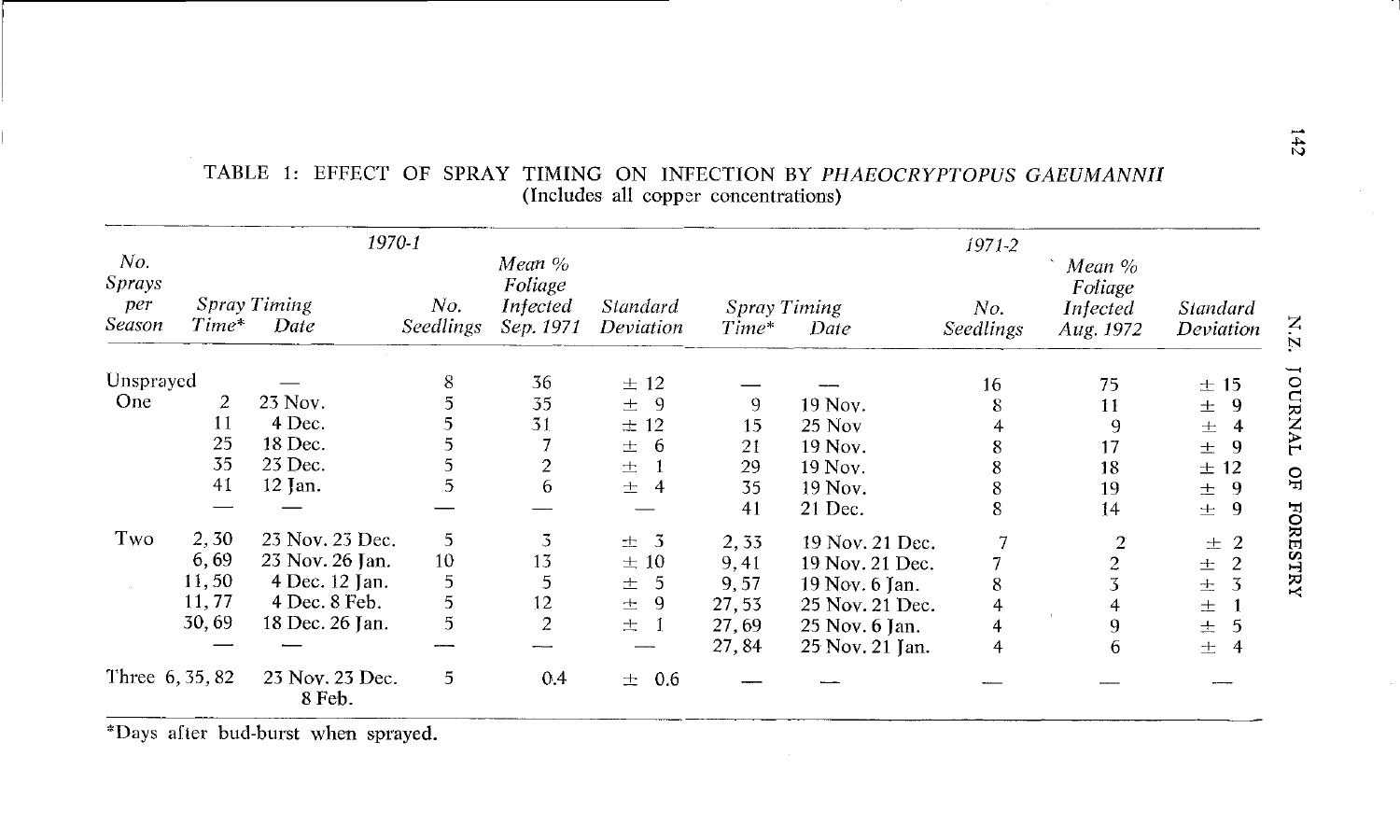TABLE 1: EFFECT OF SPRAY TIMING ON INFECTION BY *PHAEOCRYPTOPUS GAEUMANNII*
(Includes all copper concentrations)

| No. Sprays per Season | 1970-1 | | | | | 1971-2 | | | | |
|---|---|---|---|---|---|---|---|---|---|---|
| | Spray Timing Time* | Spray Timing Date | No. Seedlings | Mean % Foliage Infected Sep. 1971 | Standard Deviation | Spray Timing Time* | Spray Timing Date | No. Seedlings | Mean % Foliage Infected Aug. 1972 | Standard Deviation |
| Unsprayed | — | — | 8 | 36 | ± 12 | — | — | 16 | 75 | ± 15 |
| One | 2 | 23 Nov. | 5 | 35 | ± 9 | 9 | 19 Nov. | 8 | 11 | ± 9 |
| | 11 | 4 Dec. | 5 | 31 | ± 12 | 15 | 25 Nov | 4 | 9 | ± 4 |
| | 25 | 18 Dec. | 5 | 7 | ± 6 | 21 | 19 Nov. | 8 | 17 | ± 9 |
| | 35 | 23 Dec. | 5 | 2 | ± 1 | 29 | 19 Nov. | 8 | 18 | ± 12 |
| | 41 | 12 Jan. | 5 | 6 | ± 4 | 35 | 19 Nov. | 8 | 19 | ± 9 |
| | — | — | — | — | — | 41 | 21 Dec. | 8 | 14 | ± 9 |
| Two | 2, 30 | 23 Nov. 23 Dec. | 5 | 3 | ± 3 | 2, 33 | 19 Nov. 21 Dec. | 7 | 2 | ± 2 |
| | 6, 69 | 23 Nov. 26 Jan. | 10 | 13 | ± 10 | 9, 41 | 19 Nov. 21 Dec. | 7 | 2 | ± 2 |
| | 11, 50 | 4 Dec. 12 Jan. | 5 | 5 | ± 5 | 9, 57 | 19 Nov. 6 Jan. | 8 | 3 | ± 3 |
| | 11, 77 | 4 Dec. 8 Feb. | 5 | 12 | ± 9 | 27, 53 | 25 Nov. 21 Dec. | 4 | 4 | ± 1 |
| | 30, 69 | 18 Dec. 26 Jan. | 5 | 2 | ± 1 | 27, 69 | 25 Nov. 6 Jan. | 4 | 9 | ± 5 |
| | — | — | — | — | — | 27, 84 | 25 Nov. 21 Jan. | 4 | 6 | ± 4 |
| Three | 6, 35, 82 | 23 Nov. 23 Dec. 8 Feb. | 5 | 0.4 | ± 0.6 | — | — | — | — | — |

*Days after bud-burst when sprayed.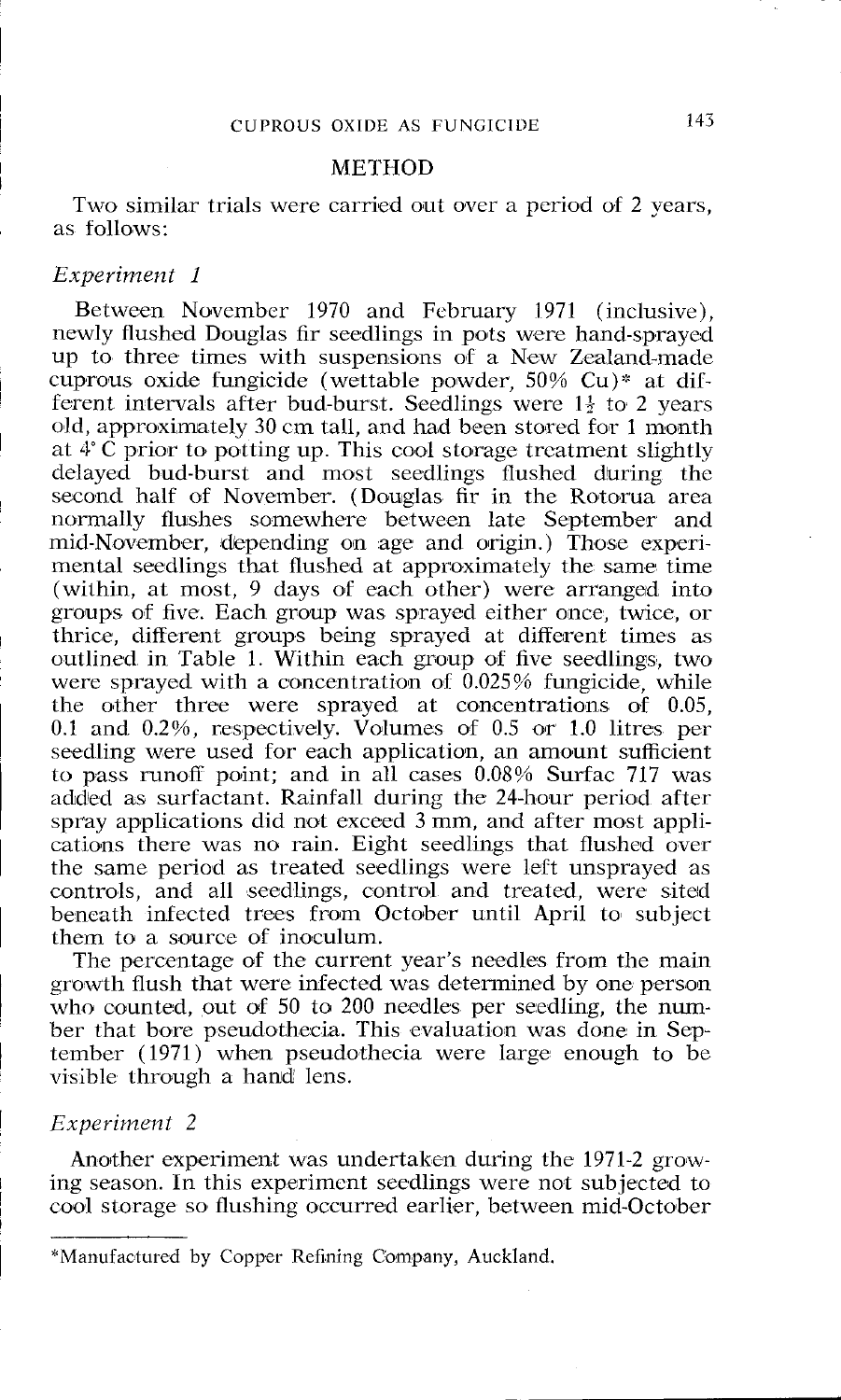## METHOD

Two similar trials were carried out over a period of 2 years, as follows:

### *Experiment 1*

Between November 1970 and February 1971 (inclusive), newly flushed Douglas fir seedlings in pots were hand-sprayed up to three times with suspensions of a New Zealand-made cuprous oxide fungicide (wettable powder, 50% Cu)* at different intervals after bud-burst. Seedlings were 1½ to 2 years old, approximately 30 cm tall, and had been stored for 1 month at 4°C prior to potting up. This cool storage treatment slightly delayed bud-burst and most seedlings flushed during the second half of November. (Douglas fir in the Rotorua area normally flushes somewhere between late September and mid-November, depending on age and origin.) Those experimental seedlings that flushed at approximately the same time (within, at most, 9 days of each other) were arranged into groups of five. Each group was sprayed either once, twice, or thrice, different groups being sprayed at different times as outlined in Table 1. Within each group of five seedlings, two were sprayed with a concentration of 0.025% fungicide, while the other three were sprayed at concentrations of 0.05, 0.1 and 0.2%, respectively. Volumes of 0.5 or 1.0 litres per seedling were used for each application, an amount sufficient to pass runoff point; and in all cases 0.08% Surfac 717 was added as surfactant. Rainfall during the 24-hour period after spray applications did not exceed 3 mm, and after most applications there was no rain. Eight seedlings that flushed over the same period as treated seedlings were left unsprayed as controls, and all seedlings, control and treated, were sited beneath infected trees from October until April to subject them to a source of inoculum.

The percentage of the current year's needles from the main growth flush that were infected was determined by one person who counted, out of 50 to 200 needles per seedling, the number that bore pseudothecia. This evaluation was done in September (1971) when pseudothecia were large enough to be visible through a hand lens.

### *Experiment 2*

Another experiment was undertaken during the 1971-2 growing season. In this experiment seedlings were not subjected to cool storage so flushing occurred earlier, between mid-October

---

*Manufactured by Copper Refining Company, Auckland.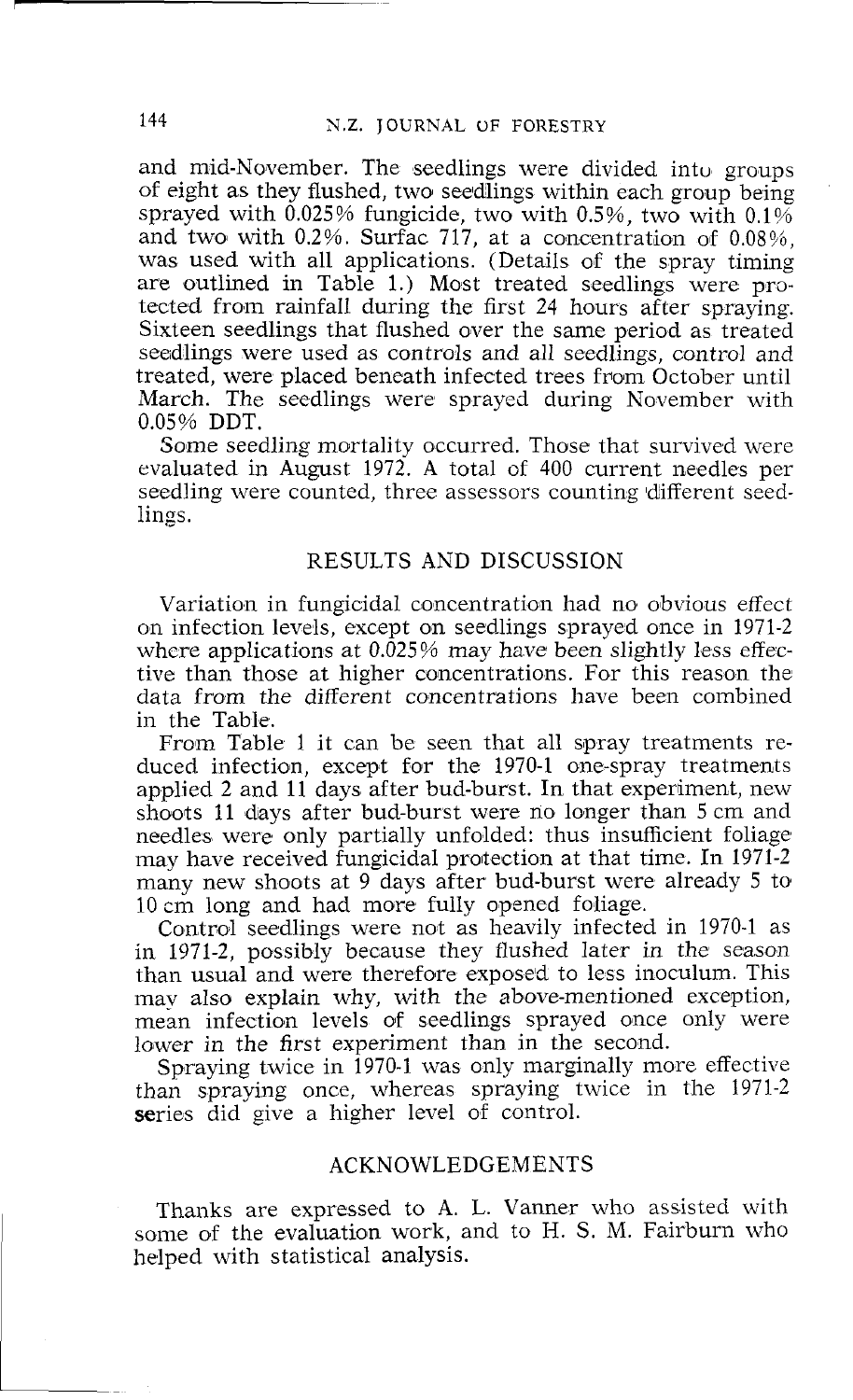and mid-November. The seedlings were divided into groups of eight as they flushed, two seedlings within each group being sprayed with 0.025% fungicide, two with 0.5%, two with 0.1% and two with 0.2%. Surfac 717, at a concentration of 0.08%, was used with all applications. (Details of the spray timing are outlined in Table 1.) Most treated seedlings were protected from rainfall during the first 24 hours after spraying. Sixteen seedlings that flushed over the same period as treated seedlings were used as controls and all seedlings, control and treated, were placed beneath infected trees from October until March. The seedlings were sprayed during November with 0.05% DDT.

Some seedling mortality occurred. Those that survived were evaluated in August 1972. A total of 400 current needles per seedling were counted, three assessors counting different seedlings.

## RESULTS AND DISCUSSION

Variation in fungicidal concentration had no obvious effect on infection levels, except on seedlings sprayed once in 1971-2 where applications at 0.025% may have been slightly less effective than those at higher concentrations. For this reason the data from the different concentrations have been combined in the Table.

From Table 1 it can be seen that all spray treatments reduced infection, except for the 1970-1 one-spray treatments applied 2 and 11 days after bud-burst. In that experiment, new shoots 11 days after bud-burst were no longer than 5 cm and needles were only partially unfolded: thus insufficient foliage may have received fungicidal protection at that time. In 1971-2 many new shoots at 9 days after bud-burst were already 5 to 10 cm long and had more fully opened foliage.

Control seedlings were not as heavily infected in 1970-1 as in 1971-2, possibly because they flushed later in the season than usual and were therefore exposed to less inoculum. This may also explain why, with the above-mentioned exception, mean infection levels of seedlings sprayed once only were lower in the first experiment than in the second.

Spraying twice in 1970-1 was only marginally more effective than spraying once, whereas spraying twice in the 1971-2 series did give a higher level of control.

## ACKNOWLEDGEMENTS

Thanks are expressed to A. L. Vanner who assisted with some of the evaluation work, and to H. S. M. Fairburn who helped with statistical analysis.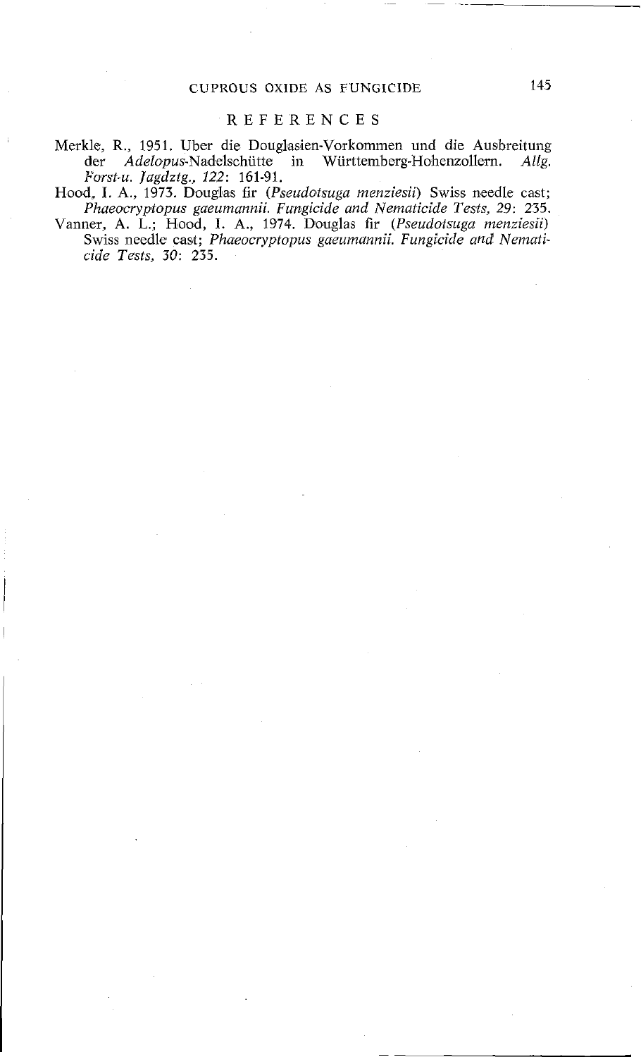## REFERENCES

Merkle, R., 1951. Uber die Douglasien-Vorkommen und die Ausbreitung der *Adelopus*-Nadelschütte in Württemberg-Hohenzollern. *Allg. Forst-u. Jagdztg., 122*: 161-91.

Hood, I. A., 1973. Douglas fir (*Pseudotsuga menziesii*) Swiss needle cast; *Phaeocryptopus gaeumannii. Fungicide and Nematicide Tests, 29*: 235.

Vanner, A. L.; Hood, I. A., 1974. Douglas fir (*Pseudotsuga menziesii*) Swiss needle cast; *Phaeocryptopus gaeumannii. Fungicide and Nematicide Tests, 30*: 235.